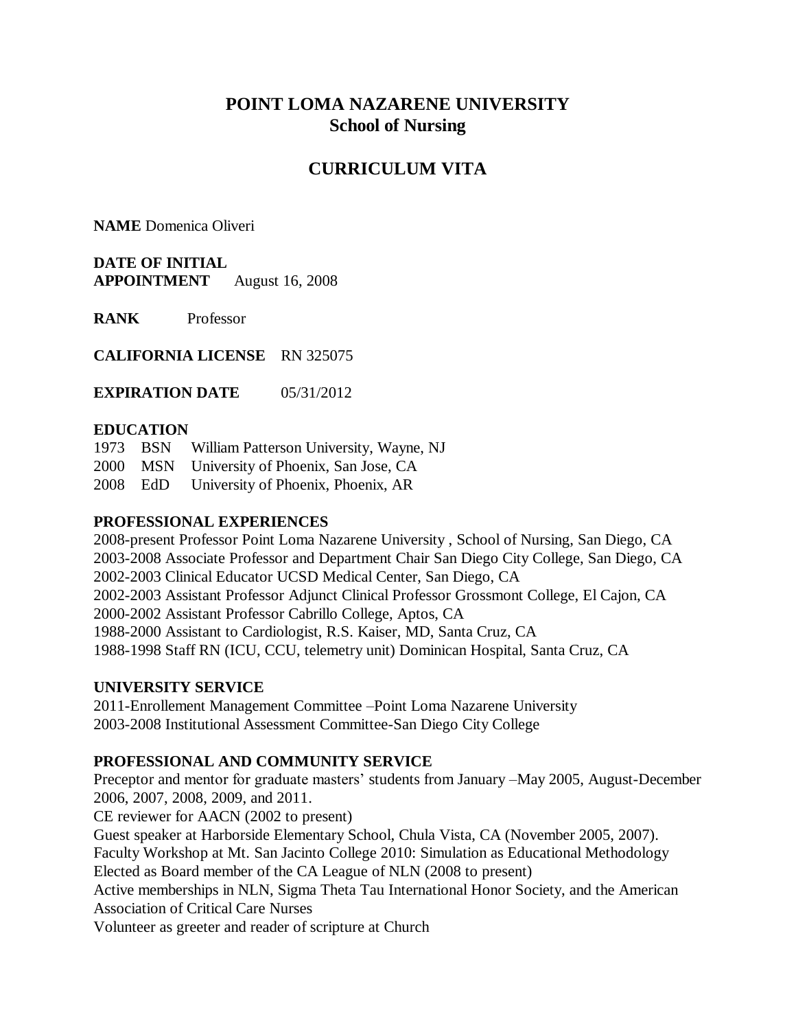# POINT LOMA NAZARENE UNIVERSITY
## School of Nursing

## CURRICULUM VITA

**NAME** Domenica Oliveri

**DATE OF INITIAL APPOINTMENT** August 16, 2008

**RANK** Professor

**CALIFORNIA LICENSE** RN 325075

**EXPIRATION DATE** 05/31/2012

**EDUCATION**

1973 BSN William Patterson University, Wayne, NJ
2000 MSN University of Phoenix, San Jose, CA
2008 EdD University of Phoenix, Phoenix, AR

**PROFESSIONAL EXPERIENCES**

2008-present Professor Point Loma Nazarene University , School of Nursing, San Diego, CA
2003-2008 Associate Professor and Department Chair San Diego City College, San Diego, CA
2002-2003 Clinical Educator UCSD Medical Center, San Diego, CA
2002-2003 Assistant Professor Adjunct Clinical Professor Grossmont College, El Cajon, CA
2000-2002 Assistant Professor Cabrillo College, Aptos, CA
1988-2000 Assistant to Cardiologist, R.S. Kaiser, MD, Santa Cruz, CA
1988-1998 Staff RN (ICU, CCU, telemetry unit) Dominican Hospital, Santa Cruz, CA

**UNIVERSITY SERVICE**

2011-Enrollement Management Committee –Point Loma Nazarene University
2003-2008 Institutional Assessment Committee-San Diego City College

**PROFESSIONAL AND COMMUNITY SERVICE**

Preceptor and mentor for graduate masters' students from January –May 2005, August-December 2006, 2007, 2008, 2009, and 2011.
CE reviewer for AACN (2002 to present)
Guest speaker at Harborside Elementary School, Chula Vista, CA (November 2005, 2007).
Faculty Workshop at Mt. San Jacinto College 2010: Simulation as Educational Methodology
Elected as Board member of the CA League of NLN (2008 to present)
Active memberships in NLN, Sigma Theta Tau International Honor Society, and the American Association of Critical Care Nurses
Volunteer as greeter and reader of scripture at Church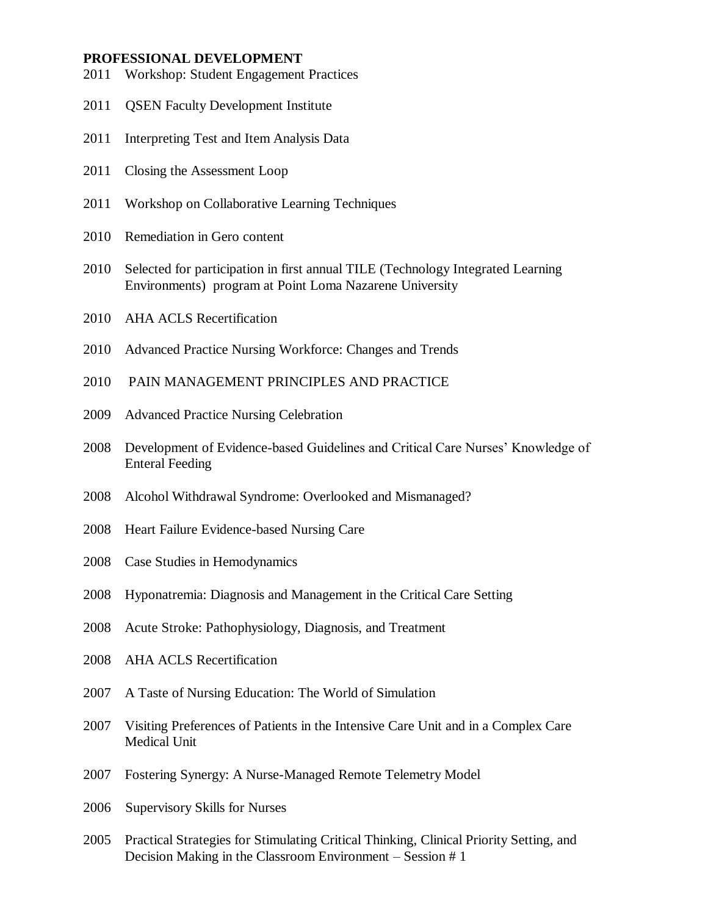**PROFESSIONAL DEVELOPMENT**

2011 Workshop: Student Engagement Practices

2011 QSEN Faculty Development Institute

2011 Interpreting Test and Item Analysis Data

2011 Closing the Assessment Loop

2011 Workshop on Collaborative Learning Techniques

2010 Remediation in Gero content

2010 Selected for participation in first annual TILE (Technology Integrated Learning Environments) program at Point Loma Nazarene University

2010 AHA ACLS Recertification

2010 Advanced Practice Nursing Workforce: Changes and Trends

2010 PAIN MANAGEMENT PRINCIPLES AND PRACTICE

2009 Advanced Practice Nursing Celebration

2008 Development of Evidence-based Guidelines and Critical Care Nurses' Knowledge of Enteral Feeding

2008 Alcohol Withdrawal Syndrome: Overlooked and Mismanaged?

2008 Heart Failure Evidence-based Nursing Care

2008 Case Studies in Hemodynamics

2008 Hyponatremia: Diagnosis and Management in the Critical Care Setting

2008 Acute Stroke: Pathophysiology, Diagnosis, and Treatment

2008 AHA ACLS Recertification

2007 A Taste of Nursing Education: The World of Simulation

2007 Visiting Preferences of Patients in the Intensive Care Unit and in a Complex Care Medical Unit

2007 Fostering Synergy: A Nurse-Managed Remote Telemetry Model

2006 Supervisory Skills for Nurses

2005 Practical Strategies for Stimulating Critical Thinking, Clinical Priority Setting, and Decision Making in the Classroom Environment – Session # 1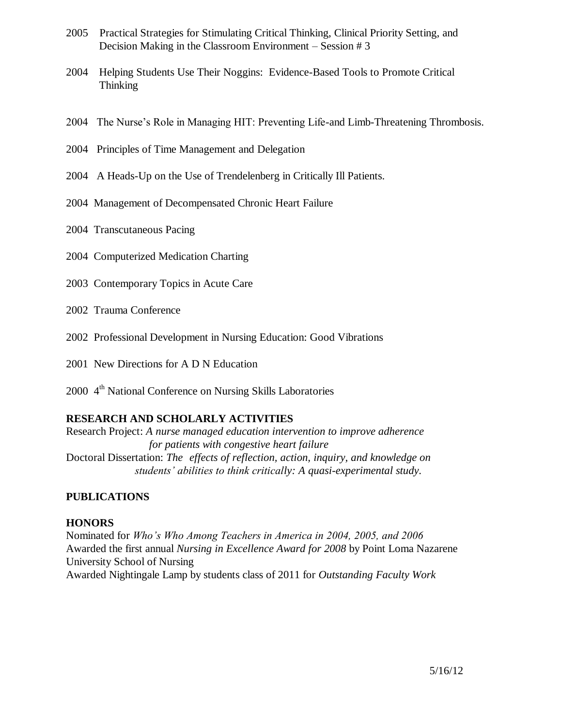2005 Practical Strategies for Stimulating Critical Thinking, Clinical Priority Setting, and Decision Making in the Classroom Environment – Session # 3

2004 Helping Students Use Their Noggins: Evidence-Based Tools to Promote Critical Thinking

2004 The Nurse's Role in Managing HIT: Preventing Life-and Limb-Threatening Thrombosis.

2004 Principles of Time Management and Delegation

2004 A Heads-Up on the Use of Trendelenberg in Critically Ill Patients.

2004 Management of Decompensated Chronic Heart Failure

2004 Transcutaneous Pacing

2004 Computerized Medication Charting

2003 Contemporary Topics in Acute Care

2002 Trauma Conference

2002 Professional Development in Nursing Education: Good Vibrations

2001 New Directions for A D N Education

2000 4th National Conference on Nursing Skills Laboratories

## RESEARCH AND SCHOLARLY ACTIVITIES

Research Project: *A nurse managed education intervention to improve adherence for patients with congestive heart failure*

Doctoral Dissertation: *The effects of reflection, action, inquiry, and knowledge on students' abilities to think critically: A quasi-experimental study.*

## PUBLICATIONS

## HONORS

Nominated for *Who's Who Among Teachers in America in 2004, 2005, and 2006*

Awarded the first annual *Nursing in Excellence Award for 2008* by Point Loma Nazarene University School of Nursing

Awarded Nightingale Lamp by students class of 2011 for *Outstanding Faculty Work*

5/16/12